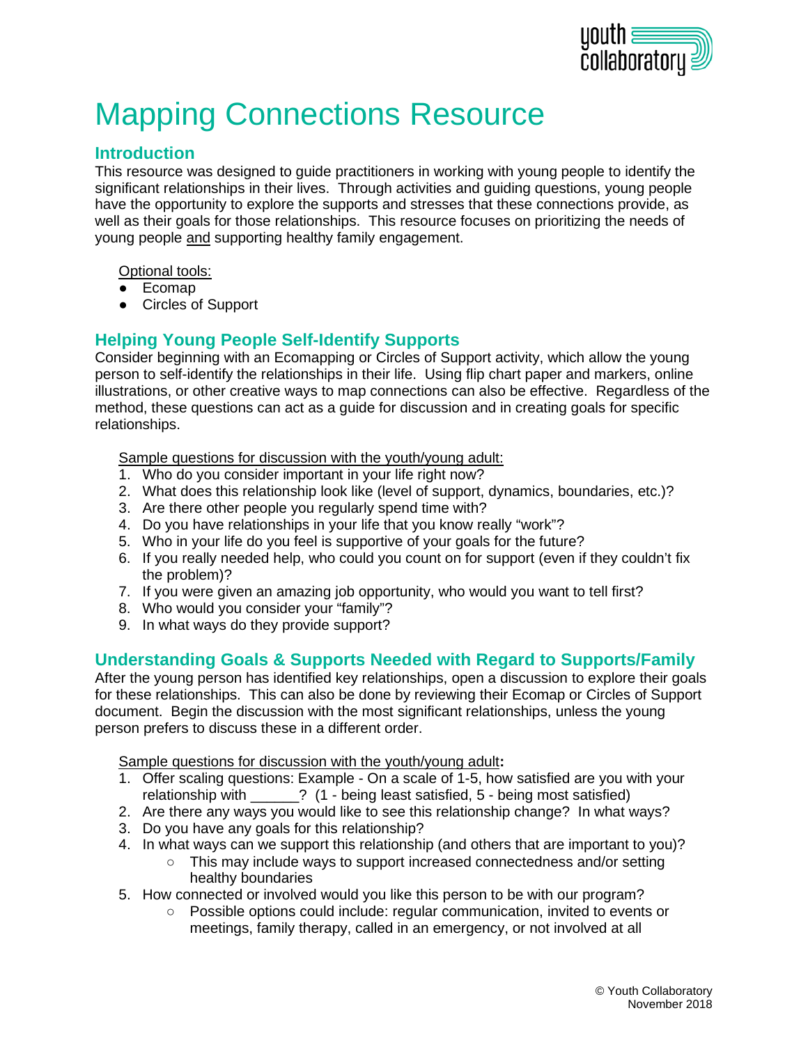# Mapping Connections Resource

## Introduction

This resource was designed to guide practitioners in working with young people to identify the significant relationships in their lives. Through activities and guiding questions, young people have the opportunity to explore the supports and stresses that these connections provide, as well as their goals for those relationships. This resource focuses on prioritizing the needs of young people and supporting healthy family engagement.

Optional tools:

- Ecomap
- Circles of Support

## Helping Young People Self-Identify Supports

Consider beginning with an Ecomapping or Circles of Support activity, which allow the young person to self-identify the relationships in their life. Using flip chart paper and markers, online illustrations, or other creative ways to map connections can also be effective. Regardless of the method, these questions can act as a guide for discussion and in creating goals for specific relationships.

Sample questions for discussion with the youth/young adult:

1. Who do you consider important in your life right now?
2. What does this relationship look like (level of support, dynamics, boundaries, etc.)?
3. Are there other people you regularly spend time with?
4. Do you have relationships in your life that you know really "work"?
5. Who in your life do you feel is supportive of your goals for the future?
6. If you really needed help, who could you count on for support (even if they couldn't fix the problem)?
7. If you were given an amazing job opportunity, who would you want to tell first?
8. Who would you consider your "family"?
9. In what ways do they provide support?

## Understanding Goals & Supports Needed with Regard to Supports/Family

After the young person has identified key relationships, open a discussion to explore their goals for these relationships. This can also be done by reviewing their Ecomap or Circles of Support document. Begin the discussion with the most significant relationships, unless the young person prefers to discuss these in a different order.

Sample questions for discussion with the youth/young adult**:**

1. Offer scaling questions: Example - On a scale of 1-5, how satisfied are you with your relationship with ______? (1 - being least satisfied, 5 - being most satisfied)
2. Are there any ways you would like to see this relationship change? In what ways?
3. Do you have any goals for this relationship?
4. In what ways can we support this relationship (and others that are important to you)?
   - This may include ways to support increased connectedness and/or setting healthy boundaries
5. How connected or involved would you like this person to be with our program?
   - Possible options could include: regular communication, invited to events or meetings, family therapy, called in an emergency, or not involved at all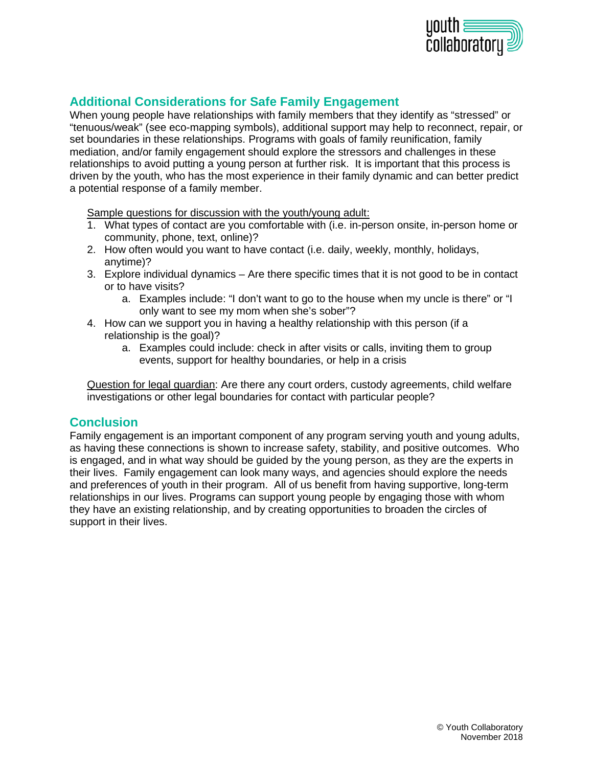## Additional Considerations for Safe Family Engagement

When young people have relationships with family members that they identify as “stressed” or “tenuous/weak” (see eco-mapping symbols), additional support may help to reconnect, repair, or set boundaries in these relationships. Programs with goals of family reunification, family mediation, and/or family engagement should explore the stressors and challenges in these relationships to avoid putting a young person at further risk. It is important that this process is driven by the youth, who has the most experience in their family dynamic and can better predict a potential response of a family member.

<u>Sample questions for discussion with the youth/young adult:</u>

1. What types of contact are you comfortable with (i.e. in-person onsite, in-person home or community, phone, text, online)?
2. How often would you want to have contact (i.e. daily, weekly, monthly, holidays, anytime)?
3. Explore individual dynamics – Are there specific times that it is not good to be in contact or to have visits?
   a. Examples include: “I don’t want to go to the house when my uncle is there” or “I only want to see my mom when she’s sober”?
4. How can we support you in having a healthy relationship with this person (if a relationship is the goal)?
   a. Examples could include: check in after visits or calls, inviting them to group events, support for healthy boundaries, or help in a crisis

<u>Question for legal guardian</u>: Are there any court orders, custody agreements, child welfare investigations or other legal boundaries for contact with particular people?

## Conclusion

Family engagement is an important component of any program serving youth and young adults, as having these connections is shown to increase safety, stability, and positive outcomes. Who is engaged, and in what way should be guided by the young person, as they are the experts in their lives. Family engagement can look many ways, and agencies should explore the needs and preferences of youth in their program. All of us benefit from having supportive, long-term relationships in our lives. Programs can support young people by engaging those with whom they have an existing relationship, and by creating opportunities to broaden the circles of support in their lives.

© Youth Collaboratory
November 2018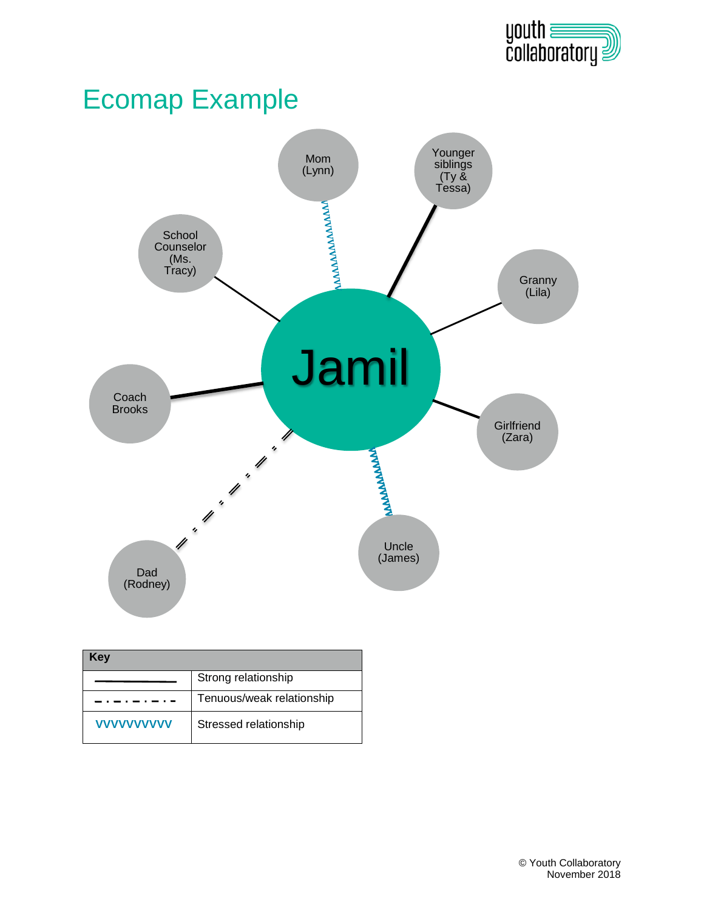# Ecomap Example

Mom (Lynn)

Younger siblings (Ty & Tessa)

School Counselor (Ms. Tracy)

Granny (Lila)

Jamil

Coach Brooks

Girlfriend (Zara)

Uncle (James)

Dad (Rodney)

| Key | |
|---|---|
| ———————— | Strong relationship |
| — · — · — · — · — | Tenuous/weak relationship |
| VVVVVVVVVV | Stressed relationship |

© Youth Collaboratory
November 2018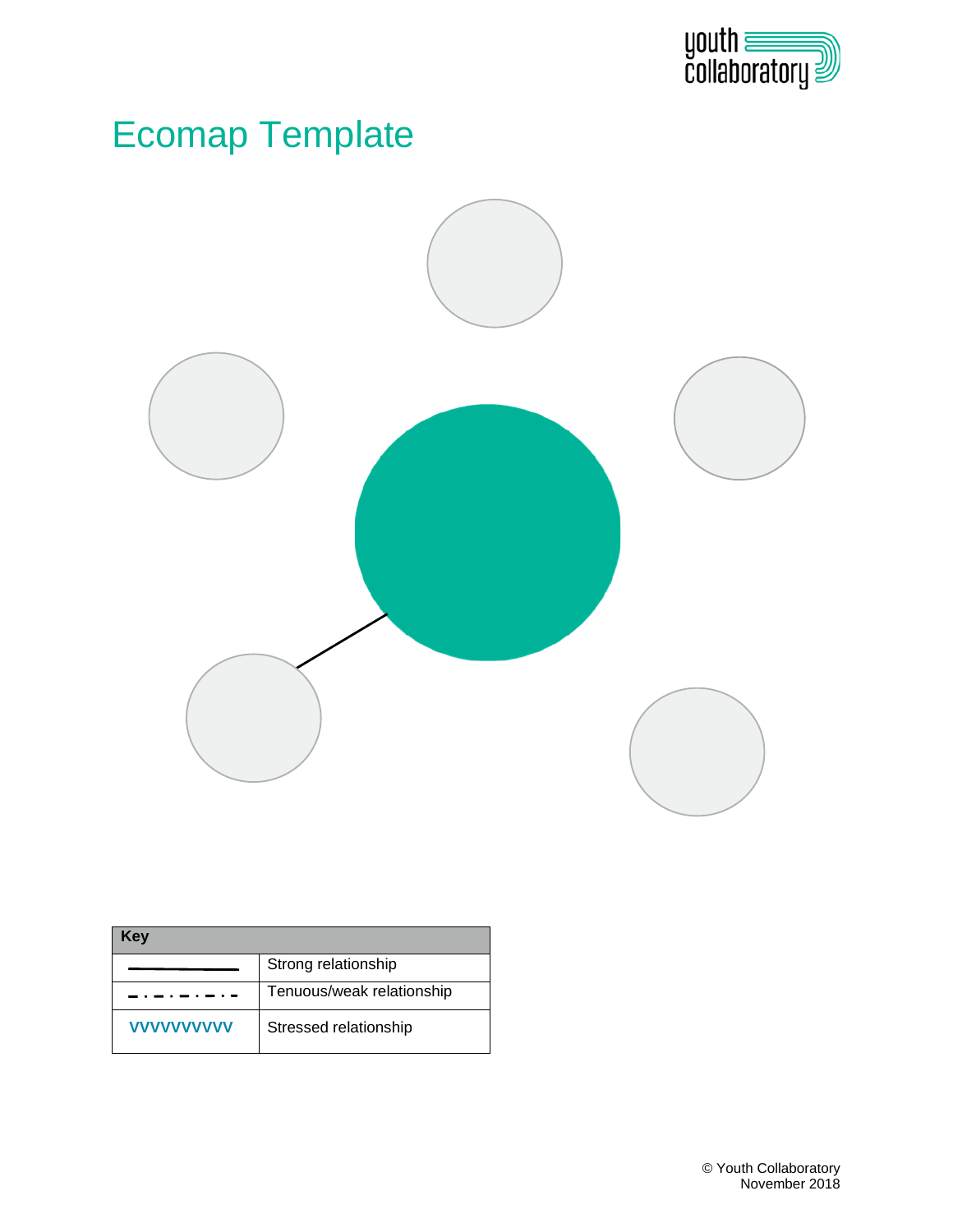# Ecomap Template

| Key | |
|---|---|
| ———————— | Strong relationship |
| – · – · – · – · – | Tenuous/weak relationship |
| VVVVVVVVVV | Stressed relationship |

© Youth Collaboratory
November 2018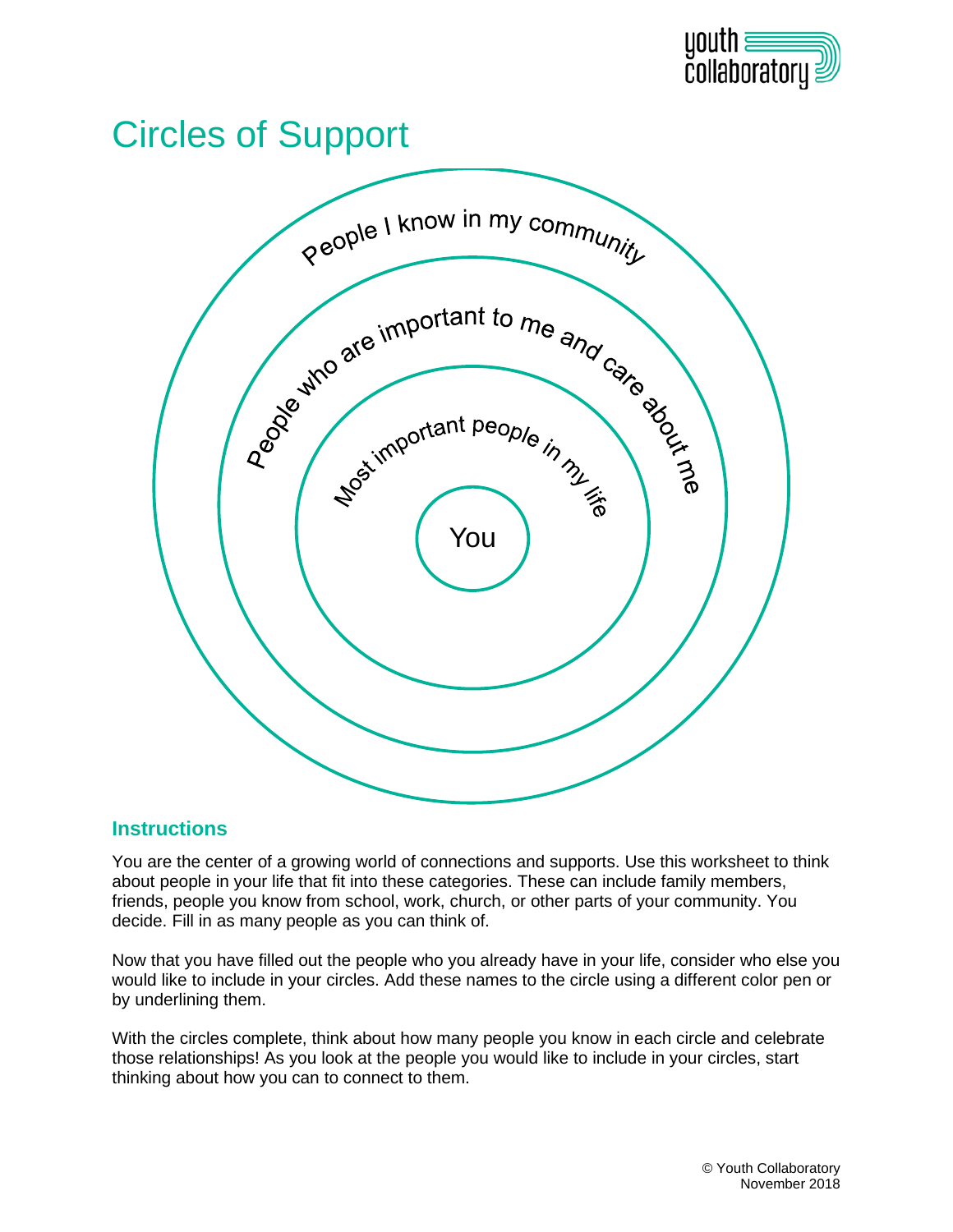# Circles of Support

People I know in my community

People who are important to me and care about me

Most important people in my life

You

## Instructions

You are the center of a growing world of connections and supports. Use this worksheet to think about people in your life that fit into these categories. These can include family members, friends, people you know from school, work, church, or other parts of your community. You decide. Fill in as many people as you can think of.

Now that you have filled out the people who you already have in your life, consider who else you would like to include in your circles. Add these names to the circle using a different color pen or by underlining them.

With the circles complete, think about how many people you know in each circle and celebrate those relationships! As you look at the people you would like to include in your circles, start thinking about how you can to connect to them.

© Youth Collaboratory
November 2018